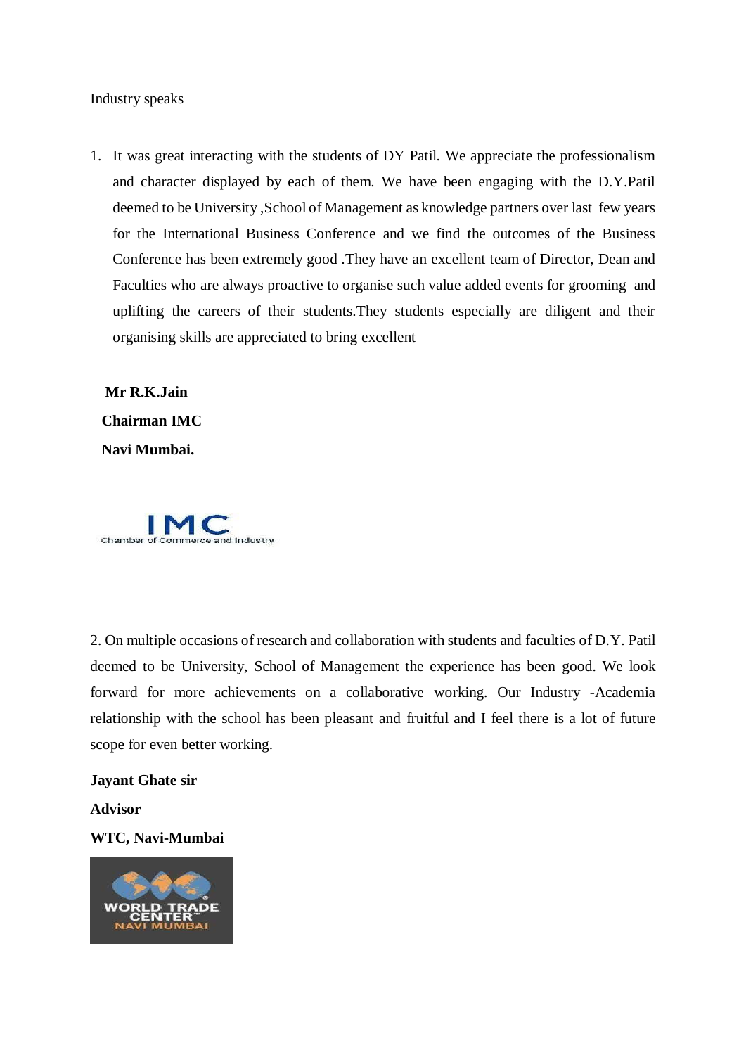Industry speaks

1. It was great interacting with the students of DY Patil. We appreciate the professionalism and character displayed by each of them. We have been engaging with the D.Y.Patil deemed to be University ,School of Management as knowledge partners over last few years for the International Business Conference and we find the outcomes of the Business Conference has been extremely good .They have an excellent team of Director, Dean and Faculties who are always proactive to organise such value added events for grooming and uplifting the careers of their students.They students especially are diligent and their organising skills are appreciated to bring excellent

**Mr R.K.Jain**

**Chairman IMC**

**Navi Mumbai.**

IMC
Chamber of Commerce and Industry

2. On multiple occasions of research and collaboration with students and faculties of D.Y. Patil deemed to be University, School of Management the experience has been good. We look forward for more achievements on a collaborative working. Our Industry -Academia relationship with the school has been pleasant and fruitful and I feel there is a lot of future scope for even better working.

**Jayant Ghate sir**

**Advisor**

**WTC, Navi-Mumbai**

WORLD TRADE CENTER NAVI MUMBAI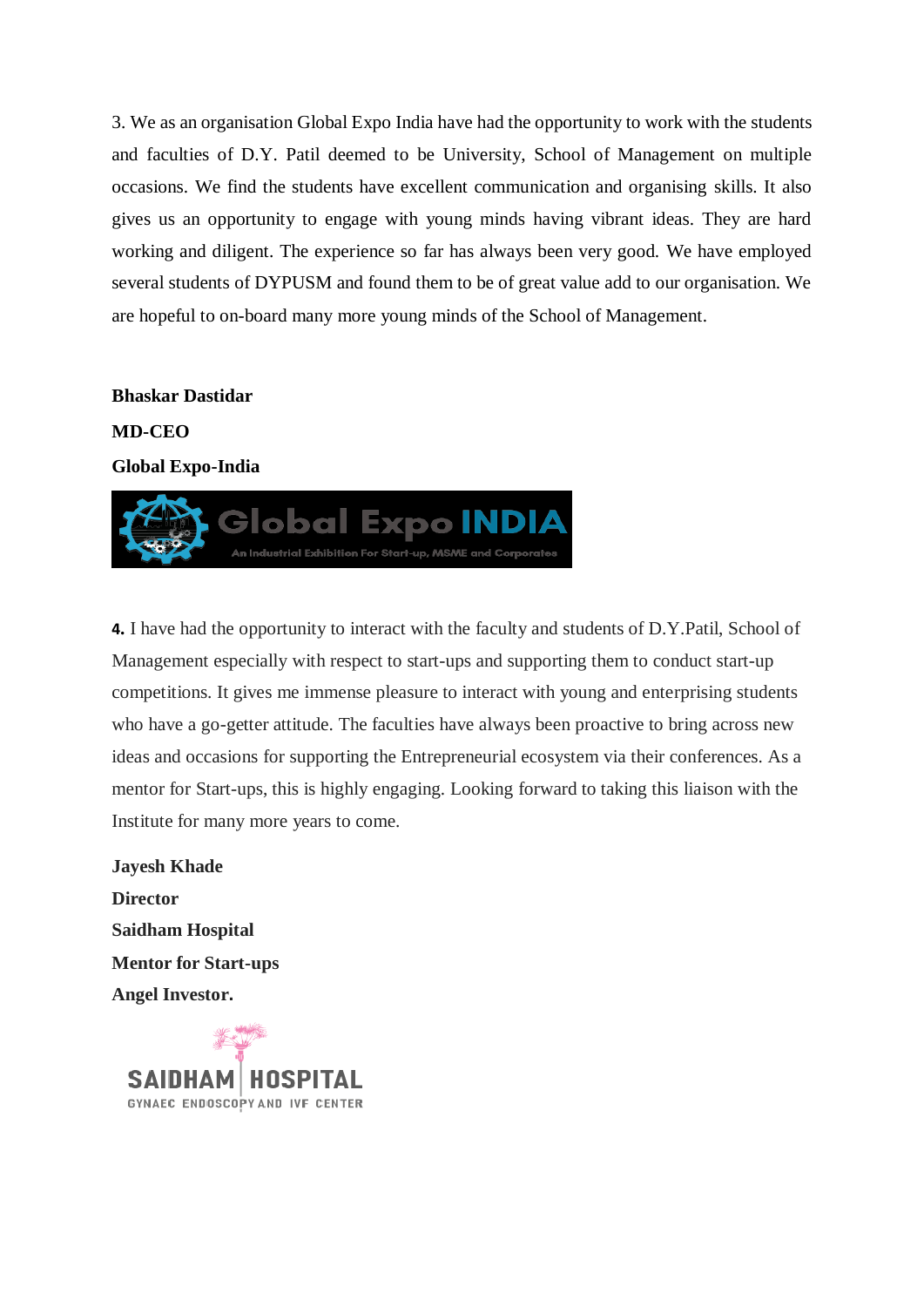3. We as an organisation Global Expo India have had the opportunity to work with the students and faculties of D.Y. Patil deemed to be University, School of Management on multiple occasions. We find the students have excellent communication and organising skills. It also gives us an opportunity to engage with young minds having vibrant ideas. They are hard working and diligent. The experience so far has always been very good. We have employed several students of DYPUSM and found them to be of great value add to our organisation. We are hopeful to on-board many more young minds of the School of Management.

**Bhaskar Dastidar**

**MD-CEO**

**Global Expo-India**

Global Expo INDIA

An Industrial Exhibition For Start-up, MSME and Corporates

**4.** I have had the opportunity to interact with the faculty and students of D.Y.Patil, School of Management especially with respect to start-ups and supporting them to conduct start-up competitions. It gives me immense pleasure to interact with young and enterprising students who have a go-getter attitude. The faculties have always been proactive to bring across new ideas and occasions for supporting the Entrepreneurial ecosystem via their conferences. As a mentor for Start-ups, this is highly engaging. Looking forward to taking this liaison with the Institute for many more years to come.

**Jayesh Khade**

**Director**

**Saidham Hospital**

**Mentor for Start-ups**

**Angel Investor.**

SAIDHAM HOSPITAL

GYNAEC ENDOSCOPY AND IVF CENTER